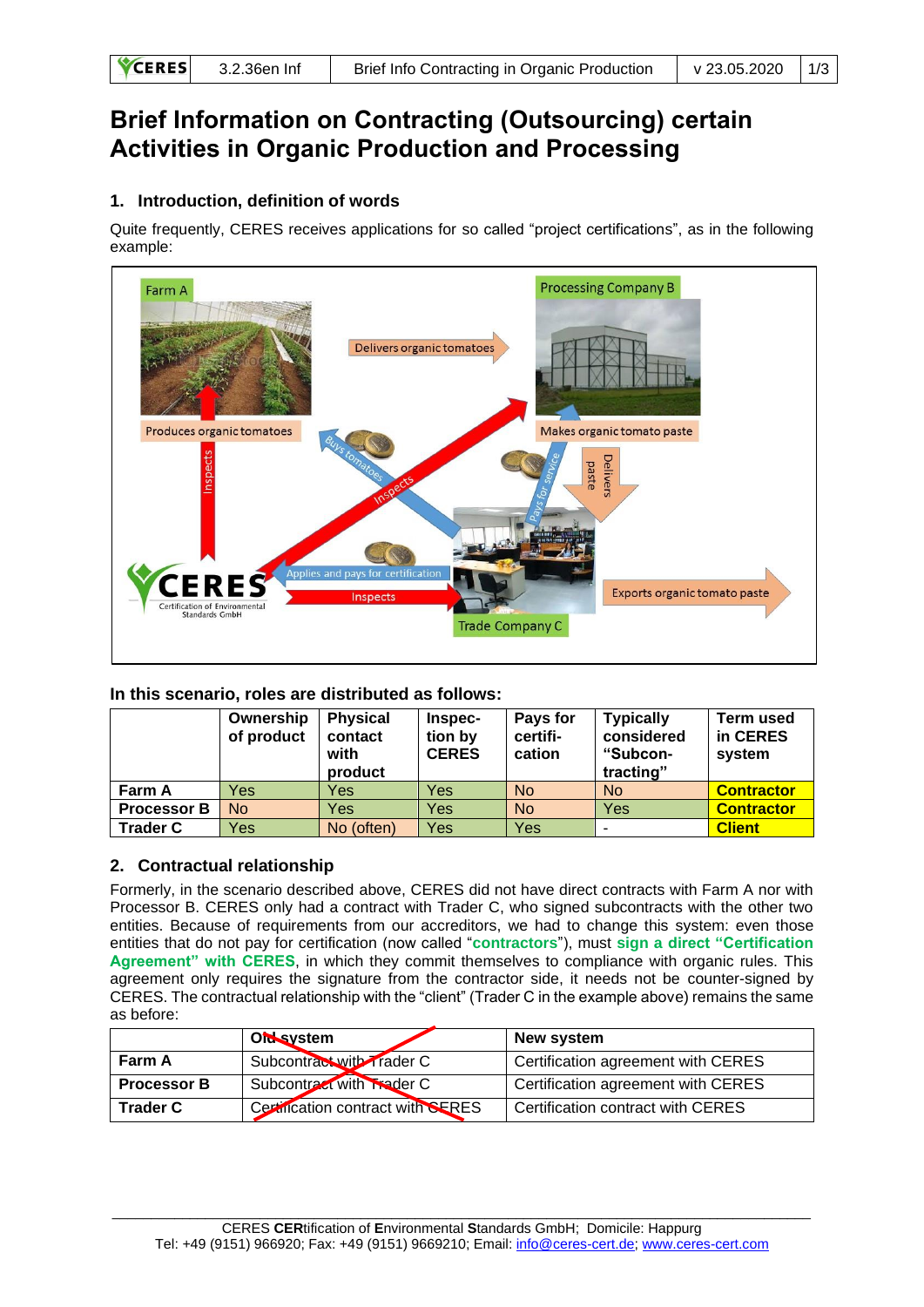# Brief Information on Contracting (Outsourcing) certain Activities in Organic Production and Processing

## 1. Introduction, definition of words

Quite frequently, CERES receives applications for so called "project certifications", as in the following example:

**In this scenario, roles are distributed as follows:**

| | Ownership of product | Physical contact with product | Inspection by CERES | Pays for certification | Typically considered "Subcontracting" | Term used in CERES system |
|---|---|---|---|---|---|---|
| **Farm A** | Yes | Yes | Yes | No | No | **Contractor** |
| **Processor B** | No | Yes | Yes | No | Yes | **Contractor** |
| **Trader C** | Yes | No (often) | Yes | Yes | - | **Client** |

## 2. Contractual relationship

Formerly, in the scenario described above, CERES did not have direct contracts with Farm A nor with Processor B. CERES only had a contract with Trader C, who signed subcontracts with the other two entities. Because of requirements from our accreditors, we had to change this system: even those entities that do not pay for certification (now called "**contractors**"), must **sign a direct "Certification Agreement" with CERES**, in which they commit themselves to compliance with organic rules. This agreement only requires the signature from the contractor side, it needs not be counter-signed by CERES. The contractual relationship with the "client" (Trader C in the example above) remains the same as before:

| | Old system | New system |
|---|---|---|
| **Farm A** | Subcontract with Trader C | Certification agreement with CERES |
| **Processor B** | Subcontract with Trader C | Certification agreement with CERES |
| **Trader C** | Certification contract with CERES | Certification contract with CERES |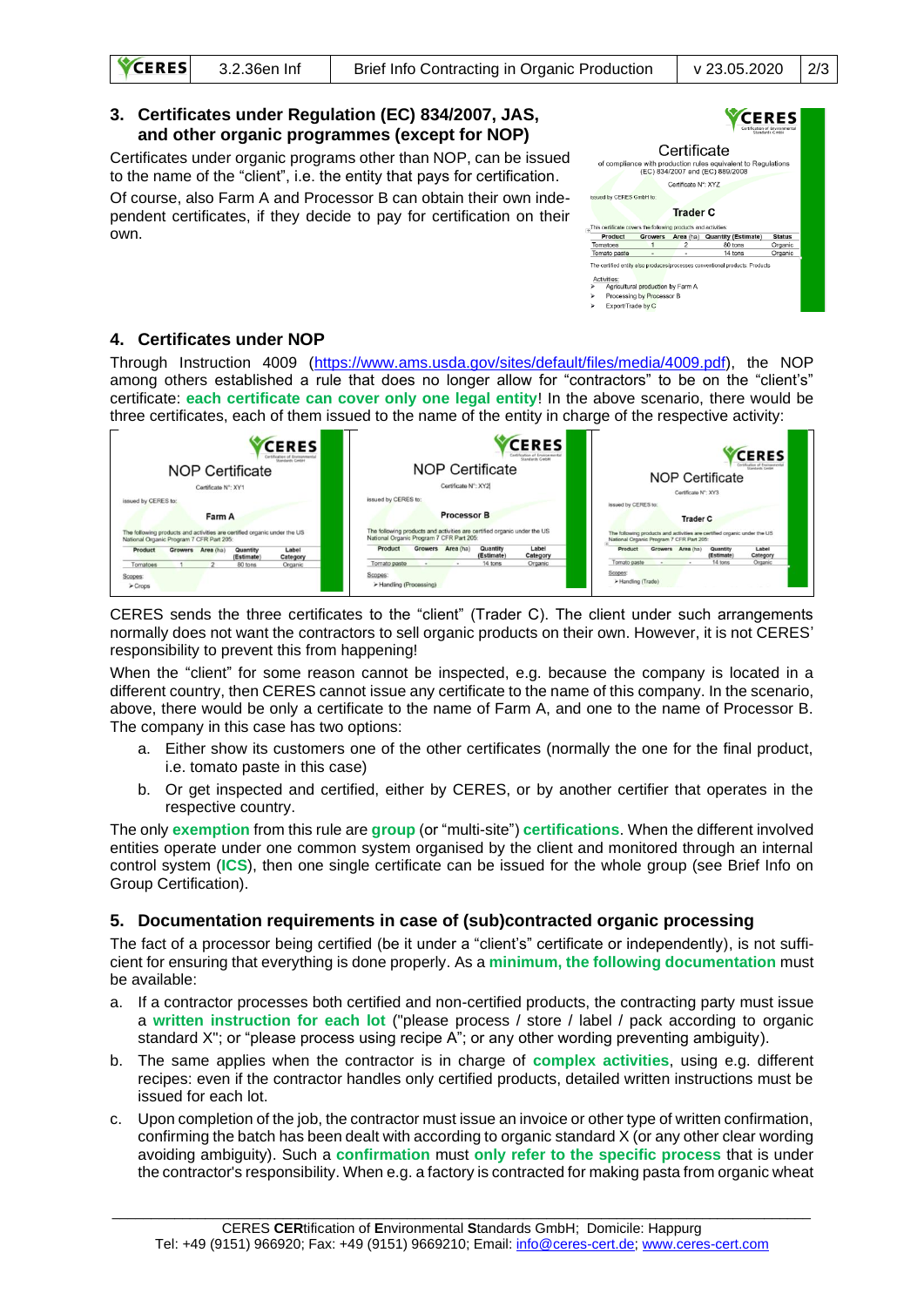## 3. Certificates under Regulation (EC) 834/2007, JAS, and other organic programmes (except for NOP)

Certificates under organic programs other than NOP, can be issued to the name of the "client", i.e. the entity that pays for certification.

Of course, also Farm A and Processor B can obtain their own independent certificates, if they decide to pay for certification on their own.

CERES

Certificate

of compliance with production rules equivalent to Regulations (EC) 834/2007 and (EC) 889/2008

Certificate N°: XYZ

issued by CERES GmbH to:

**Trader C**

This certificate covers the following products and activities:

| Product | Growers | Area (ha) | Quantity (Estimate) | Status |
|---|---|---|---|---|
| Tomatoes | 1 | 2 | 80 tons | Organic |
| Tomato paste | - | - | 14 tons | Organic |

The certified entity also produces/processes conventional products. Products

Activities:
- Agricultural production by Farm A
- Processing by Processor B
- Export/Trade by C

## 4. Certificates under NOP

Through Instruction 4009 (https://www.ams.usda.gov/sites/default/files/media/4009.pdf), the NOP among others established a rule that does no longer allow for "contractors" to be on the "client's" certificate: **each certificate can cover only one legal entity**! In the above scenario, there would be three certificates, each of them issued to the name of the entity in charge of the respective activity:

CERES — NOP Certificate — Certificate N°: XY1 — issued by CERES to: **Farm A**

The following products and activities are certified organic under the US National Organic Program 7 CFR Part 205:

| Product | Growers | Area (ha) | Quantity (Estimate) | Label Category |
|---|---|---|---|---|
| Tomatoes | 1 | 2 | 80 tons | Organic |

Scopes:
- Crops

CERES — NOP Certificate — Certificate N°: XY2 — issued by CERES to: **Processor B**

The following products and activities are certified organic under the US National Organic Program 7 CFR Part 205:

| Product | Growers | Area (ha) | Quantity (Estimate) | Label Category |
|---|---|---|---|---|
| Tomato paste | - | - | 14 tons | Organic |

Scopes:
- Handling (Processing)

CERES — NOP Certificate — Certificate N°: XY3 — issued by CERES to: **Trader C**

The following products and activities are certified organic under the US National Organic Program 7 CFR Part 205:

| Product | Growers | Area (ha) | Quantity (Estimate) | Label Category |
|---|---|---|---|---|
| Tomato paste | - | - | 14 tons | Organic |

Scopes:
- Handling (Trade)

CERES sends the three certificates to the "client" (Trader C). The client under such arrangements normally does not want the contractors to sell organic products on their own. However, it is not CERES' responsibility to prevent this from happening!

When the "client" for some reason cannot be inspected, e.g. because the company is located in a different country, then CERES cannot issue any certificate to the name of this company. In the scenario, above, there would be only a certificate to the name of Farm A, and one to the name of Processor B. The company in this case has two options:

a. Either show its customers one of the other certificates (normally the one for the final product, i.e. tomato paste in this case)
b. Or get inspected and certified, either by CERES, or by another certifier that operates in the respective country.

The only **exemption** from this rule are **group** (or "multi-site") **certifications**. When the different involved entities operate under one common system organised by the client and monitored through an internal control system (**ICS**), then one single certificate can be issued for the whole group (see Brief Info on Group Certification).

## 5. Documentation requirements in case of (sub)contracted organic processing

The fact of a processor being certified (be it under a "client's" certificate or independently), is not sufficient for ensuring that everything is done properly. As a **minimum, the following documentation** must be available:

a. If a contractor processes both certified and non-certified products, the contracting party must issue a **written instruction for each lot** ("please process / store / label / pack according to organic standard X"; or "please process using recipe A"; or any other wording preventing ambiguity).
b. The same applies when the contractor is in charge of **complex activities**, using e.g. different recipes: even if the contractor handles only certified products, detailed written instructions must be issued for each lot.
c. Upon completion of the job, the contractor must issue an invoice or other type of written confirmation, confirming the batch has been dealt with according to organic standard X (or any other clear wording avoiding ambiguity). Such a **confirmation** must **only refer to the specific process** that is under the contractor's responsibility. When e.g. a factory is contracted for making pasta from organic wheat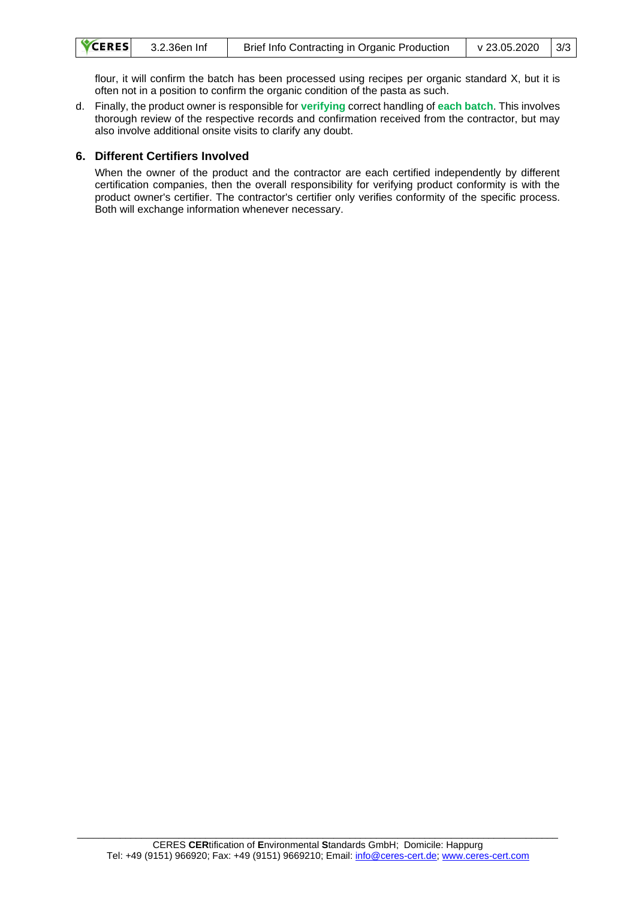flour, it will confirm the batch has been processed using recipes per organic standard X, but it is often not in a position to confirm the organic condition of the pasta as such.

d. Finally, the product owner is responsible for **verifying** correct handling of **each batch**. This involves thorough review of the respective records and confirmation received from the contractor, but may also involve additional onsite visits to clarify any doubt.

## 6. Different Certifiers Involved

When the owner of the product and the contractor are each certified independently by different certification companies, then the overall responsibility for verifying product conformity is with the product owner's certifier. The contractor's certifier only verifies conformity of the specific process. Both will exchange information whenever necessary.